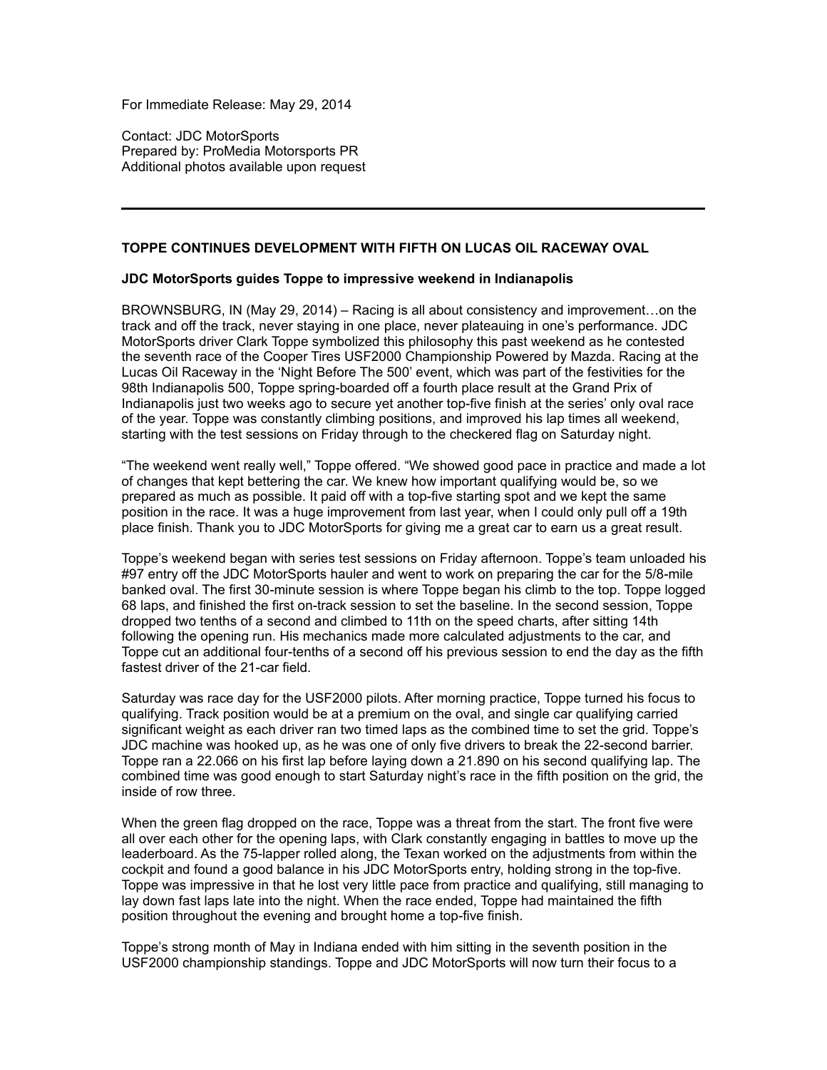For Immediate Release: May 29, 2014

Contact: JDC MotorSports
Prepared by: ProMedia Motorsports PR
Additional photos available upon request

---

**TOPPE CONTINUES DEVELOPMENT WITH FIFTH ON LUCAS OIL RACEWAY OVAL**

**JDC MotorSports guides Toppe to impressive weekend in Indianapolis**

BROWNSBURG, IN (May 29, 2014) – Racing is all about consistency and improvement…on the track and off the track, never staying in one place, never plateauing in one's performance. JDC MotorSports driver Clark Toppe symbolized this philosophy this past weekend as he contested the seventh race of the Cooper Tires USF2000 Championship Powered by Mazda. Racing at the Lucas Oil Raceway in the 'Night Before The 500' event, which was part of the festivities for the 98th Indianapolis 500, Toppe spring-boarded off a fourth place result at the Grand Prix of Indianapolis just two weeks ago to secure yet another top-five finish at the series' only oval race of the year. Toppe was constantly climbing positions, and improved his lap times all weekend, starting with the test sessions on Friday through to the checkered flag on Saturday night.

"The weekend went really well," Toppe offered. "We showed good pace in practice and made a lot of changes that kept bettering the car. We knew how important qualifying would be, so we prepared as much as possible. It paid off with a top-five starting spot and we kept the same position in the race. It was a huge improvement from last year, when I could only pull off a 19th place finish. Thank you to JDC MotorSports for giving me a great car to earn us a great result.

Toppe's weekend began with series test sessions on Friday afternoon. Toppe's team unloaded his #97 entry off the JDC MotorSports hauler and went to work on preparing the car for the 5/8-mile banked oval. The first 30-minute session is where Toppe began his climb to the top. Toppe logged 68 laps, and finished the first on-track session to set the baseline. In the second session, Toppe dropped two tenths of a second and climbed to 11th on the speed charts, after sitting 14th following the opening run. His mechanics made more calculated adjustments to the car, and Toppe cut an additional four-tenths of a second off his previous session to end the day as the fifth fastest driver of the 21-car field.

Saturday was race day for the USF2000 pilots. After morning practice, Toppe turned his focus to qualifying. Track position would be at a premium on the oval, and single car qualifying carried significant weight as each driver ran two timed laps as the combined time to set the grid. Toppe's JDC machine was hooked up, as he was one of only five drivers to break the 22-second barrier. Toppe ran a 22.066 on his first lap before laying down a 21.890 on his second qualifying lap. The combined time was good enough to start Saturday night's race in the fifth position on the grid, the inside of row three.

When the green flag dropped on the race, Toppe was a threat from the start. The front five were all over each other for the opening laps, with Clark constantly engaging in battles to move up the leaderboard. As the 75-lapper rolled along, the Texan worked on the adjustments from within the cockpit and found a good balance in his JDC MotorSports entry, holding strong in the top-five. Toppe was impressive in that he lost very little pace from practice and qualifying, still managing to lay down fast laps late into the night. When the race ended, Toppe had maintained the fifth position throughout the evening and brought home a top-five finish.

Toppe's strong month of May in Indiana ended with him sitting in the seventh position in the USF2000 championship standings. Toppe and JDC MotorSports will now turn their focus to a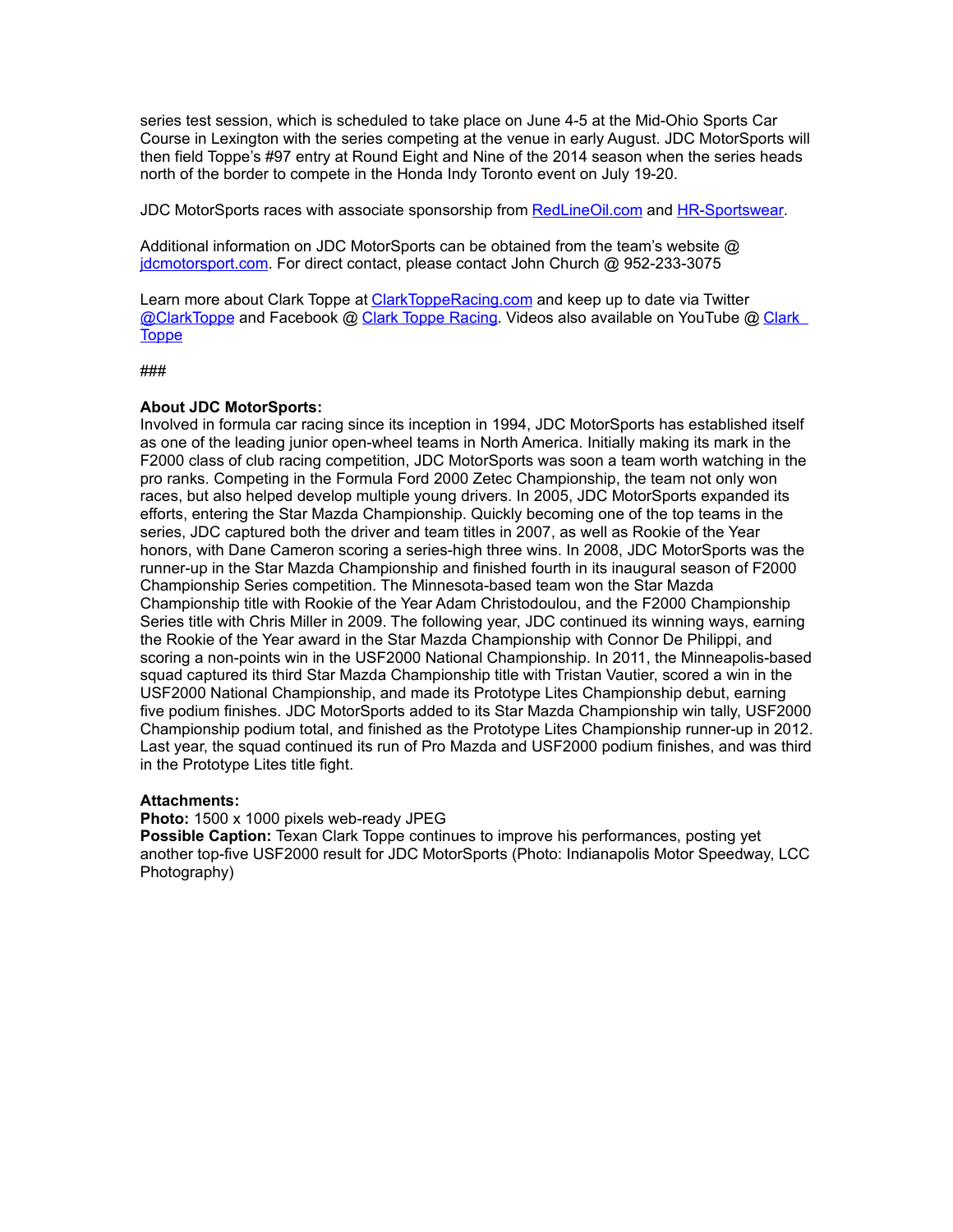series test session, which is scheduled to take place on June 4-5 at the Mid-Ohio Sports Car Course in Lexington with the series competing at the venue in early August. JDC MotorSports will then field Toppe's #97 entry at Round Eight and Nine of the 2014 season when the series heads north of the border to compete in the Honda Indy Toronto event on July 19-20.

JDC MotorSports races with associate sponsorship from RedLineOil.com and HR-Sportswear.

Additional information on JDC MotorSports can be obtained from the team's website @ jdcmotorsport.com. For direct contact, please contact John Church @ 952-233-3075

Learn more about Clark Toppe at ClarkToppeRacing.com and keep up to date via Twitter @ClarkToppe and Facebook @ Clark Toppe Racing. Videos also available on YouTube @ Clark Toppe

###

**About JDC MotorSports:**
Involved in formula car racing since its inception in 1994, JDC MotorSports has established itself as one of the leading junior open-wheel teams in North America. Initially making its mark in the F2000 class of club racing competition, JDC MotorSports was soon a team worth watching in the pro ranks. Competing in the Formula Ford 2000 Zetec Championship, the team not only won races, but also helped develop multiple young drivers. In 2005, JDC MotorSports expanded its efforts, entering the Star Mazda Championship. Quickly becoming one of the top teams in the series, JDC captured both the driver and team titles in 2007, as well as Rookie of the Year honors, with Dane Cameron scoring a series-high three wins. In 2008, JDC MotorSports was the runner-up in the Star Mazda Championship and finished fourth in its inaugural season of F2000 Championship Series competition. The Minnesota-based team won the Star Mazda Championship title with Rookie of the Year Adam Christodoulou, and the F2000 Championship Series title with Chris Miller in 2009. The following year, JDC continued its winning ways, earning the Rookie of the Year award in the Star Mazda Championship with Connor De Philippi, and scoring a non-points win in the USF2000 National Championship. In 2011, the Minneapolis-based squad captured its third Star Mazda Championship title with Tristan Vautier, scored a win in the USF2000 National Championship, and made its Prototype Lites Championship debut, earning five podium finishes. JDC MotorSports added to its Star Mazda Championship win tally, USF2000 Championship podium total, and finished as the Prototype Lites Championship runner-up in 2012. Last year, the squad continued its run of Pro Mazda and USF2000 podium finishes, and was third in the Prototype Lites title fight.

**Attachments:**
**Photo:** 1500 x 1000 pixels web-ready JPEG
**Possible Caption:** Texan Clark Toppe continues to improve his performances, posting yet another top-five USF2000 result for JDC MotorSports (Photo: Indianapolis Motor Speedway, LCC Photography)